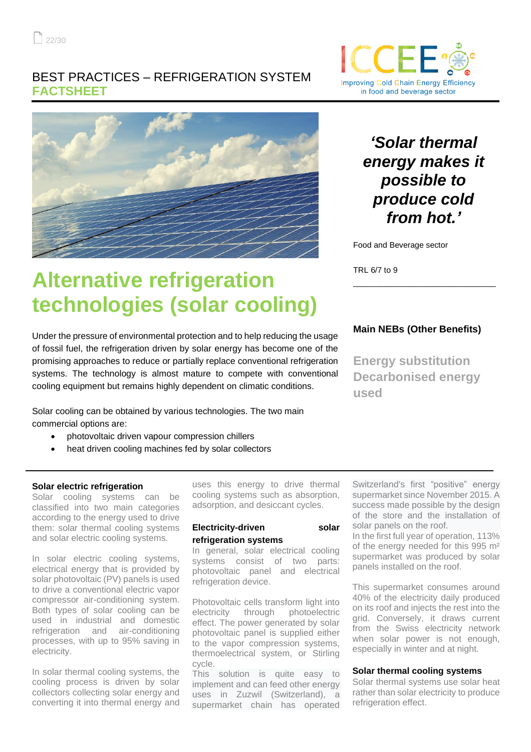BEST PRACTICES – REFRIGERATION SYSTEM
**FACTSHEET**

# Alternative refrigeration technologies (solar cooling)

*'Solar thermal energy makes it possible to produce cold from hot.'*

Food and Beverage sector

TRL 6/7 to 9

---

**Main NEBs (Other Benefits)**

**Energy substitution**
**Decarbonised energy used**

Under the pressure of environmental protection and to help reducing the usage of fossil fuel, the refrigeration driven by solar energy has become one of the promising approaches to reduce or partially replace conventional refrigeration systems. The technology is almost mature to compete with conventional cooling equipment but remains highly dependent on climatic conditions.

Solar cooling can be obtained by various technologies. The two main commercial options are:

- photovoltaic driven vapour compression chillers
- heat driven cooling machines fed by solar collectors

---

### Solar electric refrigeration

Solar cooling systems can be classified into two main categories according to the energy used to drive them: solar thermal cooling systems and solar electric cooling systems.

In solar electric cooling systems, electrical energy that is provided by solar photovoltaic (PV) panels is used to drive a conventional electric vapor compressor air-conditioning system. Both types of solar cooling can be used in industrial and domestic refrigeration and air-conditioning processes, with up to 95% saving in electricity.

In solar thermal cooling systems, the cooling process is driven by solar collectors collecting solar energy and converting it into thermal energy and uses this energy to drive thermal cooling systems such as absorption, adsorption, and desiccant cycles.

### Electricity-driven solar refrigeration systems

In general, solar electrical cooling systems consist of two parts: photovoltaic panel and electrical refrigeration device.

Photovoltaic cells transform light into electricity through photoelectric effect. The power generated by solar photovoltaic panel is supplied either to the vapor compression systems, thermoelectrical system, or Stirling cycle.

This solution is quite easy to implement and can feed other energy uses in Zuzwil (Switzerland), a supermarket chain has operated Switzerland's first "positive" energy supermarket since November 2015. A success made possible by the design of the store and the installation of solar panels on the roof.

In the first full year of operation, 113% of the energy needed for this 995 m² supermarket was produced by solar panels installed on the roof.

This supermarket consumes around 40% of the electricity daily produced on its roof and injects the rest into the grid. Conversely, it draws current from the Swiss electricity network when solar power is not enough, especially in winter and at night.

### Solar thermal cooling systems

Solar thermal systems use solar heat rather than solar electricity to produce refrigeration effect.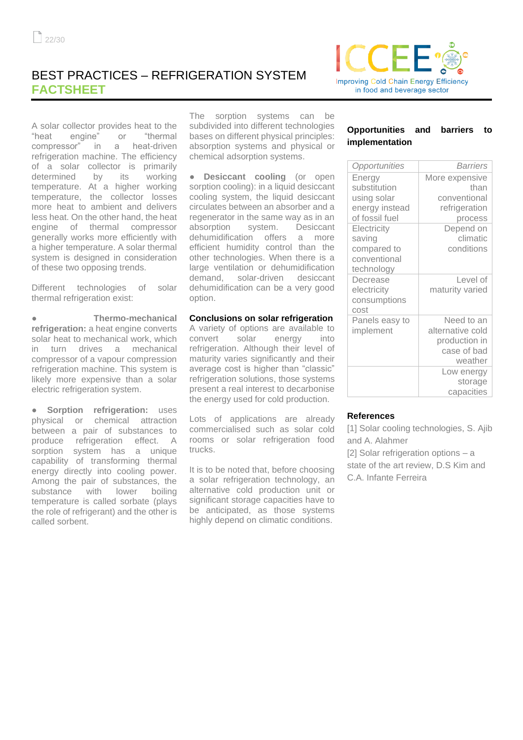# BEST PRACTICES – REFRIGERATION SYSTEM

## FACTSHEET

A solar collector provides heat to the "heat engine" or "thermal compressor" in a heat-driven refrigeration machine. The efficiency of a solar collector is primarily determined by its working temperature. At a higher working temperature, the collector losses more heat to ambient and delivers less heat. On the other hand, the heat engine of thermal compressor generally works more efficiently with a higher temperature. A solar thermal system is designed in consideration of these two opposing trends.

Different technologies of solar thermal refrigeration exist:

- **Thermo-mechanical refrigeration:** a heat engine converts solar heat to mechanical work, which in turn drives a mechanical compressor of a vapour compression refrigeration machine. This system is likely more expensive than a solar electric refrigeration system.

- **Sorption refrigeration:** uses physical or chemical attraction between a pair of substances to produce refrigeration effect. A sorption system has a unique capability of transforming thermal energy directly into cooling power. Among the pair of substances, the substance with lower boiling temperature is called sorbate (plays the role of refrigerant) and the other is called sorbent.

The sorption systems can be subdivided into different technologies bases on different physical principles: absorption systems and physical or chemical adsorption systems.

- **Desiccant cooling** (or open sorption cooling): in a liquid desiccant cooling system, the liquid desiccant circulates between an absorber and a regenerator in the same way as in an absorption system. Desiccant dehumidification offers a more efficient humidity control than the other technologies. When there is a large ventilation or dehumidification demand, solar-driven desiccant dehumidification can be a very good option.

**Conclusions on solar refrigeration**

A variety of options are available to convert solar energy into refrigeration. Although their level of maturity varies significantly and their average cost is higher than "classic" refrigeration solutions, those systems present a real interest to decarbonise the energy used for cold production.

Lots of applications are already commercialised such as solar cold rooms or solar refrigeration food trucks.

It is to be noted that, before choosing a solar refrigeration technology, an alternative cold production unit or significant storage capacities have to be anticipated, as those systems highly depend on climatic conditions.

**Opportunities and barriers to implementation**

| *Opportunities* | *Barriers* |
|---|---|
| Energy substitution using solar energy instead of fossil fuel | More expensive than conventional refrigeration process |
| Electricity saving compared to conventional technology | Depend on climatic conditions |
| Decrease electricity consumptions cost | Level of maturity varied |
| Panels easy to implement | Need to an alternative cold production in case of bad weather |
| | Low energy storage capacities |

**References**

[1] Solar cooling technologies, S. Ajib and A. Alahmer

[2] Solar refrigeration options – a state of the art review, D.S Kim and C.A. Infante Ferreira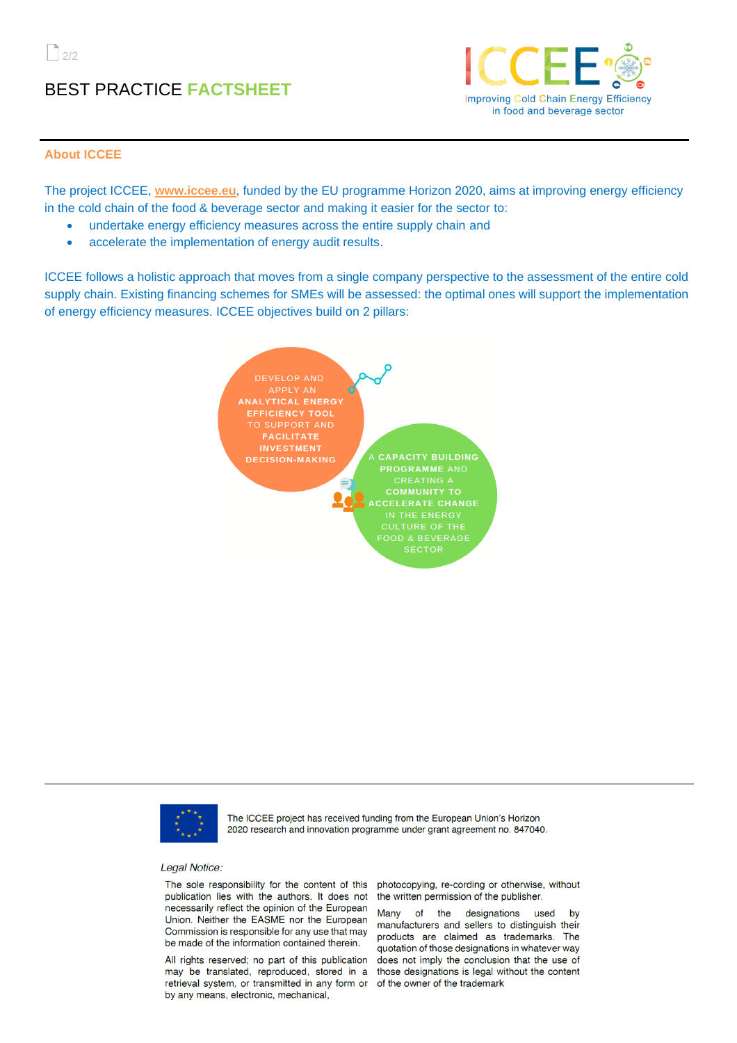BEST PRACTICE **FACTSHEET**

ICCEE
Improving Cold Chain Energy Efficiency
in food and beverage sector

## About ICCEE

The project ICCEE, **www.iccee.eu**, funded by the EU programme Horizon 2020, aims at improving energy efficiency in the cold chain of the food & beverage sector and making it easier for the sector to:

- undertake energy efficiency measures across the entire supply chain and
- accelerate the implementation of energy audit results.

ICCEE follows a holistic approach that moves from a single company perspective to the assessment of the entire cold supply chain. Existing financing schemes for SMEs will be assessed: the optimal ones will support the implementation of energy efficiency measures. ICCEE objectives build on 2 pillars:

DEVELOP AND APPLY AN **ANALYTICAL ENERGY EFFICIENCY TOOL** TO SUPPORT AND **FACILITATE INVESTMENT DECISION-MAKING**

A **CAPACITY BUILDING PROGRAMME** AND CREATING A **COMMUNITY TO ACCELERATE CHANGE** IN THE ENERGY CULTURE OF THE FOOD & BEVERAGE SECTOR

---

The ICCEE project has received funding from the European Union's Horizon 2020 research and innovation programme under grant agreement no. 847040.

*Legal Notice:*

The sole responsibility for the content of this publication lies with the authors. It does not necessarily reflect the opinion of the European Union. Neither the EASME nor the European Commission is responsible for any use that may be made of the information contained therein.

All rights reserved; no part of this publication may be translated, reproduced, stored in a retrieval system, or transmitted in any form or by any means, electronic, mechanical, photocopying, re-cording or otherwise, without the written permission of the publisher.

Many of the designations used by manufacturers and sellers to distinguish their products are claimed as trademarks. The quotation of those designations in whatever way does not imply the conclusion that the use of those designations is legal without the content of the owner of the trademark